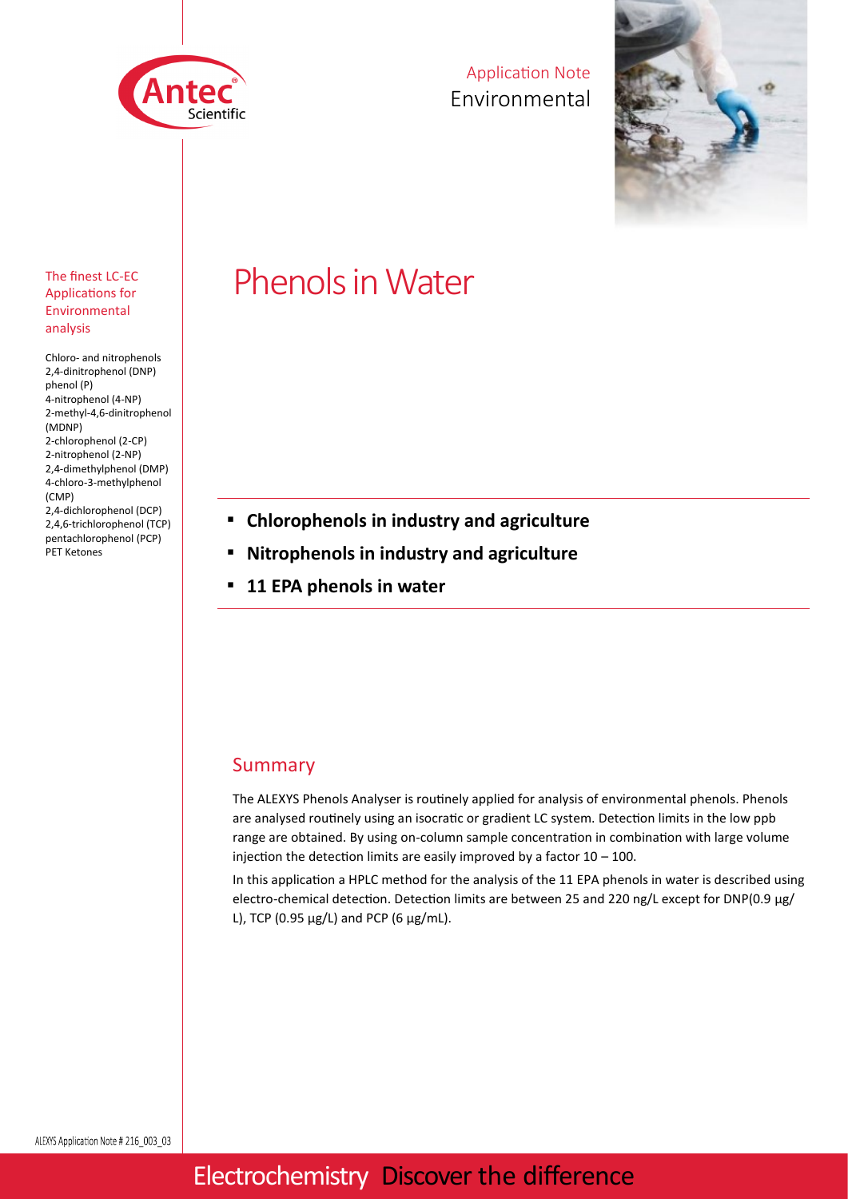Application Note
Environmental

# Phenols in Water

The finest LC-EC Applications for Environmental analysis

Chloro- and nitrophenols
2,4-dinitrophenol (DNP)
phenol (P)
4-nitrophenol (4-NP)
2-methyl-4,6-dinitrophenol (MDNP)
2-chlorophenol (2-CP)
2-nitrophenol (2-NP)
2,4-dimethylphenol (DMP)
4-chloro-3-methylphenol (CMP)
2,4-dichlorophenol (DCP)
2,4,6-trichlorophenol (TCP)
pentachlorophenol (PCP)
PET Ketones

- **Chlorophenols in industry and agriculture**
- **Nitrophenols in industry and agriculture**
- **11 EPA phenols in water**

## Summary

The ALEXYS Phenols Analyser is routinely applied for analysis of environmental phenols. Phenols are analysed routinely using an isocratic or gradient LC system. Detection limits in the low ppb range are obtained. By using on-column sample concentration in combination with large volume injection the detection limits are easily improved by a factor 10 – 100.

In this application a HPLC method for the analysis of the 11 EPA phenols in water is described using electro-chemical detection. Detection limits are between 25 and 220 ng/L except for DNP(0.9 µg/L), TCP (0.95 µg/L) and PCP (6 µg/mL).

ALEXYS Application Note # 216_003_03

Electrochemistry Discover the difference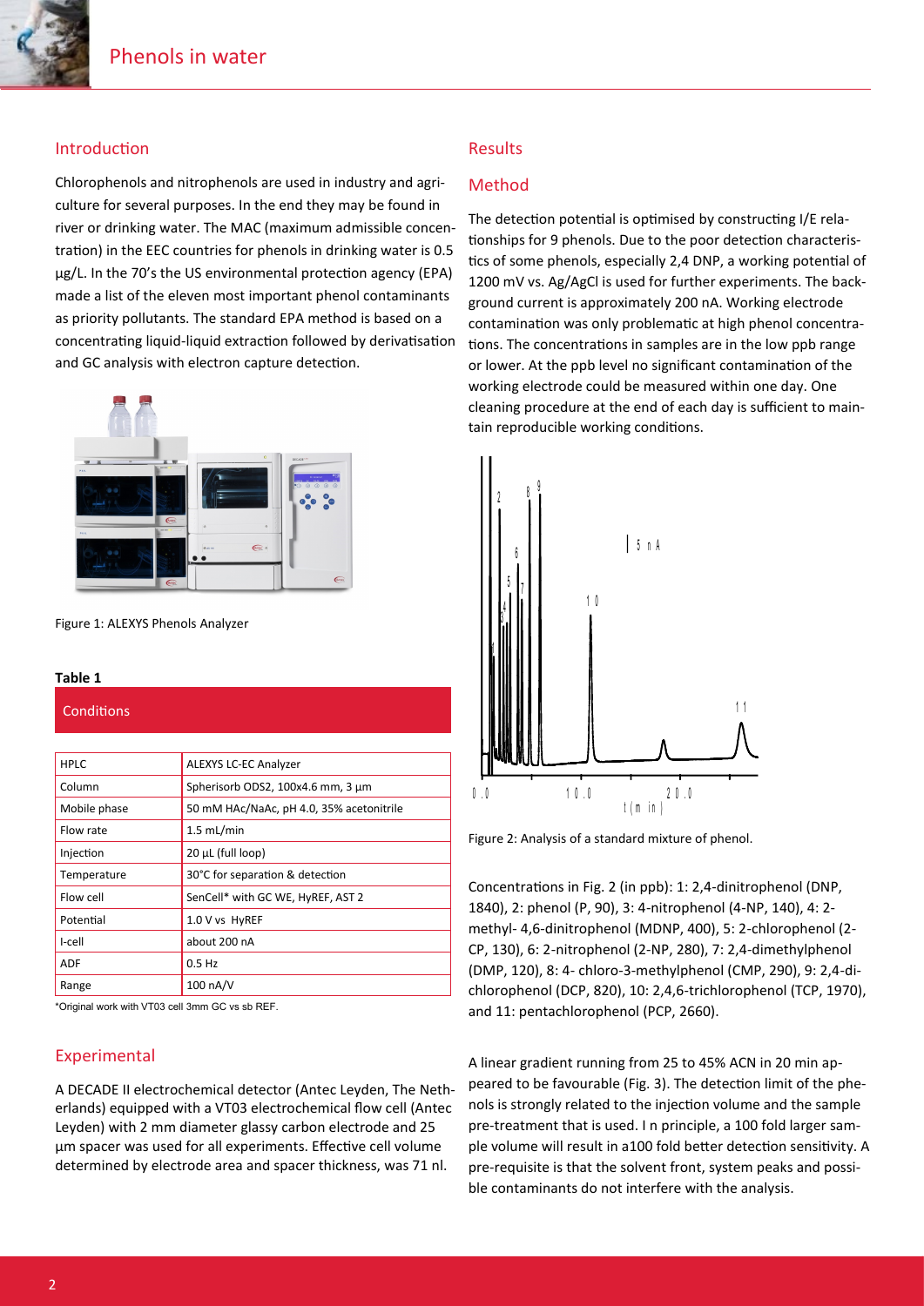## Introduction

Chlorophenols and nitrophenols are used in industry and agriculture for several purposes. In the end they may be found in river or drinking water. The MAC (maximum admissible concentration) in the EEC countries for phenols in drinking water is 0.5 µg/L. In the 70's the US environmental protection agency (EPA) made a list of the eleven most important phenol contaminants as priority pollutants. The standard EPA method is based on a concentrating liquid-liquid extraction followed by derivatisation and GC analysis with electron capture detection.

Figure 1: ALEXYS Phenols Analyzer

**Table 1**

| Conditions | |
|---|---|
| HPLC | ALEXYS LC-EC Analyzer |
| Column | Spherisorb ODS2, 100x4.6 mm, 3 µm |
| Mobile phase | 50 mM HAc/NaAc, pH 4.0, 35% acetonitrile |
| Flow rate | 1.5 mL/min |
| Injection | 20 µL (full loop) |
| Temperature | 30°C for separation & detection |
| Flow cell | SenCell* with GC WE, HyREF, AST 2 |
| Potential | 1.0 V vs HyREF |
| I-cell | about 200 nA |
| ADF | 0.5 Hz |
| Range | 100 nA/V |

*Original work with VT03 cell 3mm GC vs sb REF.

## Experimental

A DECADE II electrochemical detector (Antec Leyden, The Netherlands) equipped with a VT03 electrochemical flow cell (Antec Leyden) with 2 mm diameter glassy carbon electrode and 25 µm spacer was used for all experiments. Effective cell volume determined by electrode area and spacer thickness, was 71 nl.

## Results

## Method

The detection potential is optimised by constructing I/E relationships for 9 phenols. Due to the poor detection characteristics of some phenols, especially 2,4 DNP, a working potential of 1200 mV vs. Ag/AgCl is used for further experiments. The background current is approximately 200 nA. Working electrode contamination was only problematic at high phenol concentrations. The concentrations in samples are in the low ppb range or lower. At the ppb level no significant contamination of the working electrode could be measured within one day. One cleaning procedure at the end of each day is sufficient to maintain reproducible working conditions.

Figure 2: Analysis of a standard mixture of phenol.

Concentrations in Fig. 2 (in ppb): 1: 2,4-dinitrophenol (DNP, 1840), 2: phenol (P, 90), 3: 4-nitrophenol (4-NP, 140), 4: 2-methyl- 4,6-dinitrophenol (MDNP, 400), 5: 2-chlorophenol (2-CP, 130), 6: 2-nitrophenol (2-NP, 280), 7: 2,4-dimethylphenol (DMP, 120), 8: 4- chloro-3-methylphenol (CMP, 290), 9: 2,4-dichlorophenol (DCP, 820), 10: 2,4,6-trichlorophenol (TCP, 1970), and 11: pentachlorophenol (PCP, 2660).

A linear gradient running from 25 to 45% ACN in 20 min appeared to be favourable (Fig. 3). The detection limit of the phenols is strongly related to the injection volume and the sample pre-treatment that is used. I n principle, a 100 fold larger sample volume will result in a100 fold better detection sensitivity. A pre-requisite is that the solvent front, system peaks and possible contaminants do not interfere with the analysis.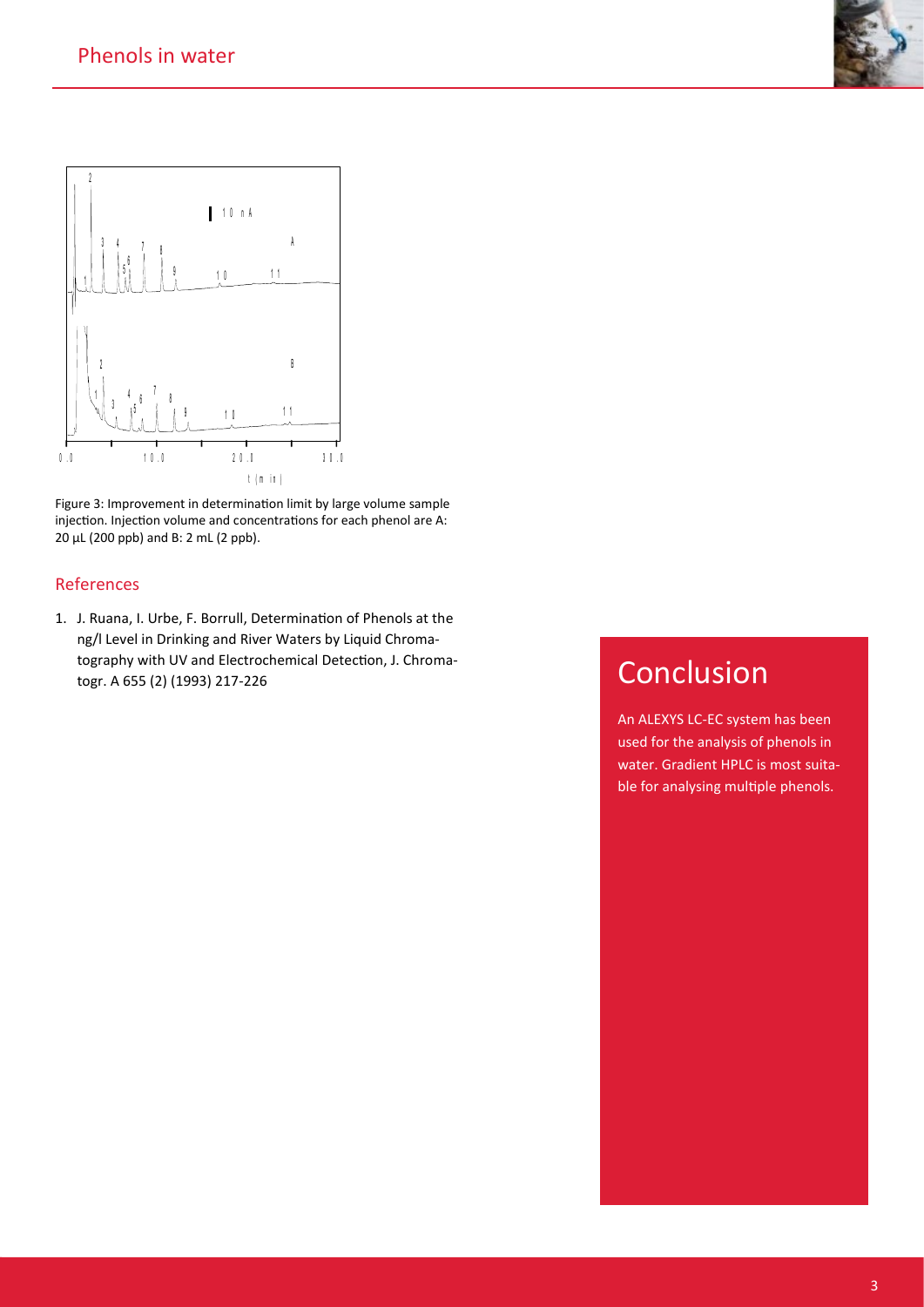Figure 3: Improvement in determination limit by large volume sample injection. Injection volume and concentrations for each phenol are A: 20 µL (200 ppb) and B: 2 mL (2 ppb).

## References

1. J. Ruana, I. Urbe, F. Borrull, Determination of Phenols at the ng/l Level in Drinking and River Waters by Liquid Chromatography with UV and Electrochemical Detection, J. Chromatogr. A 655 (2) (1993) 217-226

## Conclusion

An ALEXYS LC-EC system has been used for the analysis of phenols in water. Gradient HPLC is most suitable for analysing multiple phenols.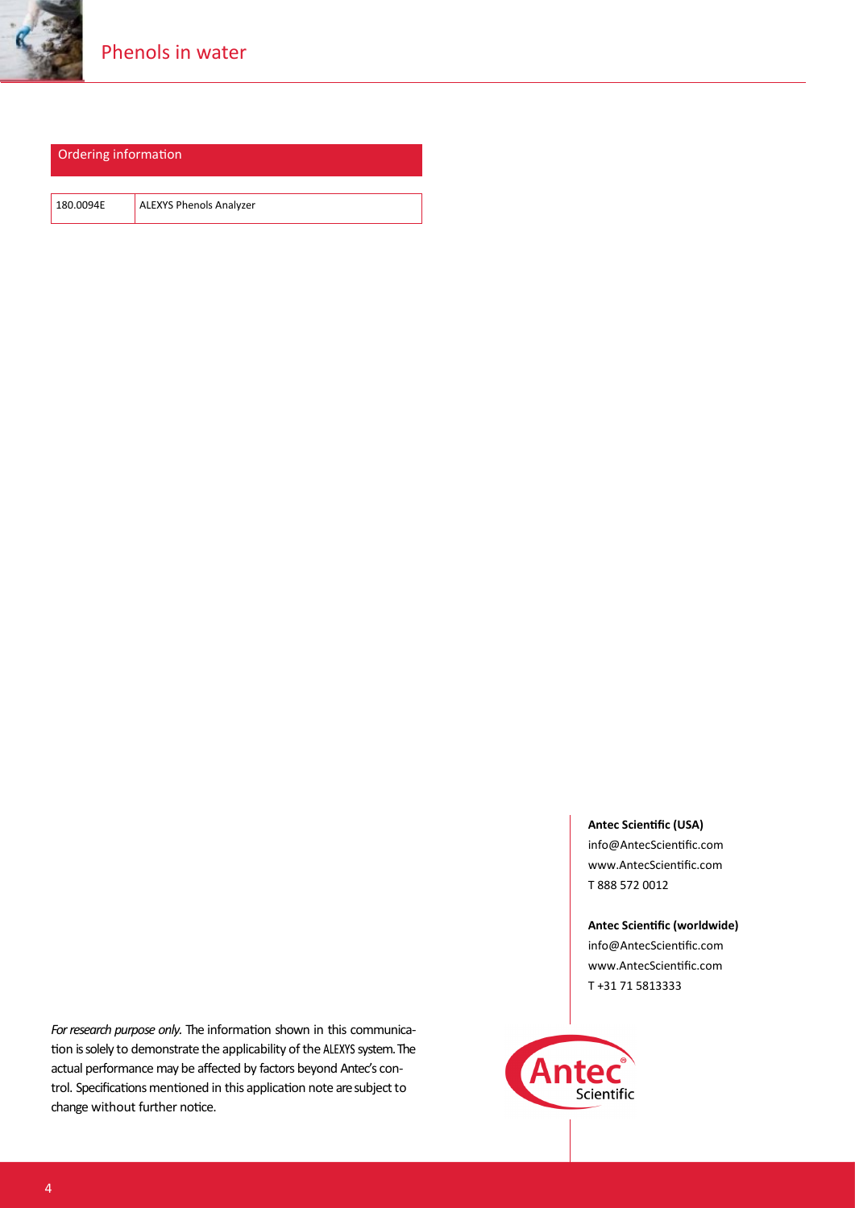## Ordering information

| | |
|---|---|
| 180.0094E | ALEXYS Phenols Analyzer |

**Antec Scientific (USA)**
info@AntecScientific.com
www.AntecScientific.com
T 888 572 0012

**Antec Scientific (worldwide)**
info@AntecScientific.com
www.AntecScientific.com
T +31 71 5813333

*For research purpose only.* The information shown in this communication is solely to demonstrate the applicability of the ALEXYS system. The actual performance may be affected by factors beyond Antec's control. Specifications mentioned in this application note are subject to change without further notice.